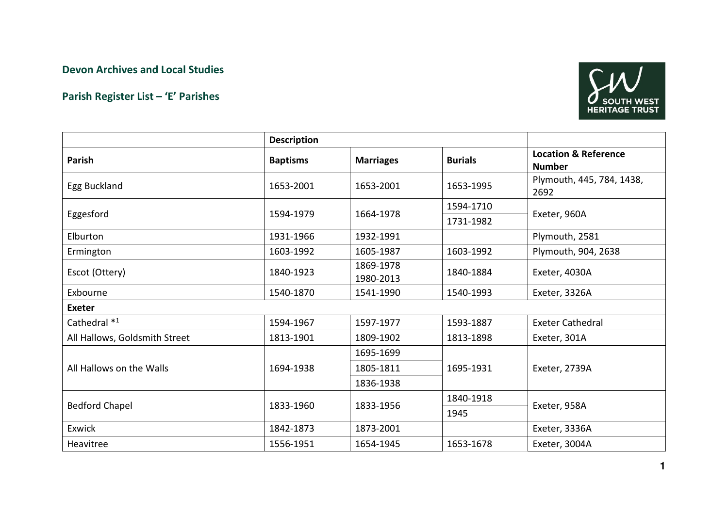## Devon Archives and Local Studies

## Parish Register List – 'E' Parishes

| | Description | | | |
|---|---|---|---|---|
| **Parish** | **Baptisms** | **Marriages** | **Burials** | **Location & Reference Number** |
| Egg Buckland | 1653-2001 | 1653-2001 | 1653-1995 | Plymouth, 445, 784, 1438, 2692 |
| Eggesford | 1594-1979 | 1664-1978 | 1594-1710<br>1731-1982 | Exeter, 960A |
| Elburton | 1931-1966 | 1932-1991 | | Plymouth, 2581 |
| Ermington | 1603-1992 | 1605-1987 | 1603-1992 | Plymouth, 904, 2638 |
| Escot (Ottery) | 1840-1923 | 1869-1978<br>1980-2013 | 1840-1884 | Exeter, 4030A |
| Exbourne | 1540-1870 | 1541-1990 | 1540-1993 | Exeter, 3326A |
| **Exeter** | | | | |
| Cathedral *[1] | 1594-1967 | 1597-1977 | 1593-1887 | Exeter Cathedral |
| All Hallows, Goldsmith Street | 1813-1901 | 1809-1902 | 1813-1898 | Exeter, 301A |
| All Hallows on the Walls | 1694-1938 | 1695-1699<br>1805-1811<br>1836-1938 | 1695-1931 | Exeter, 2739A |
| Bedford Chapel | 1833-1960 | 1833-1956 | 1840-1918<br>1945 | Exeter, 958A |
| Exwick | 1842-1873 | 1873-2001 | | Exeter, 3336A |
| Heavitree | 1556-1951 | 1654-1945 | 1653-1678 | Exeter, 3004A |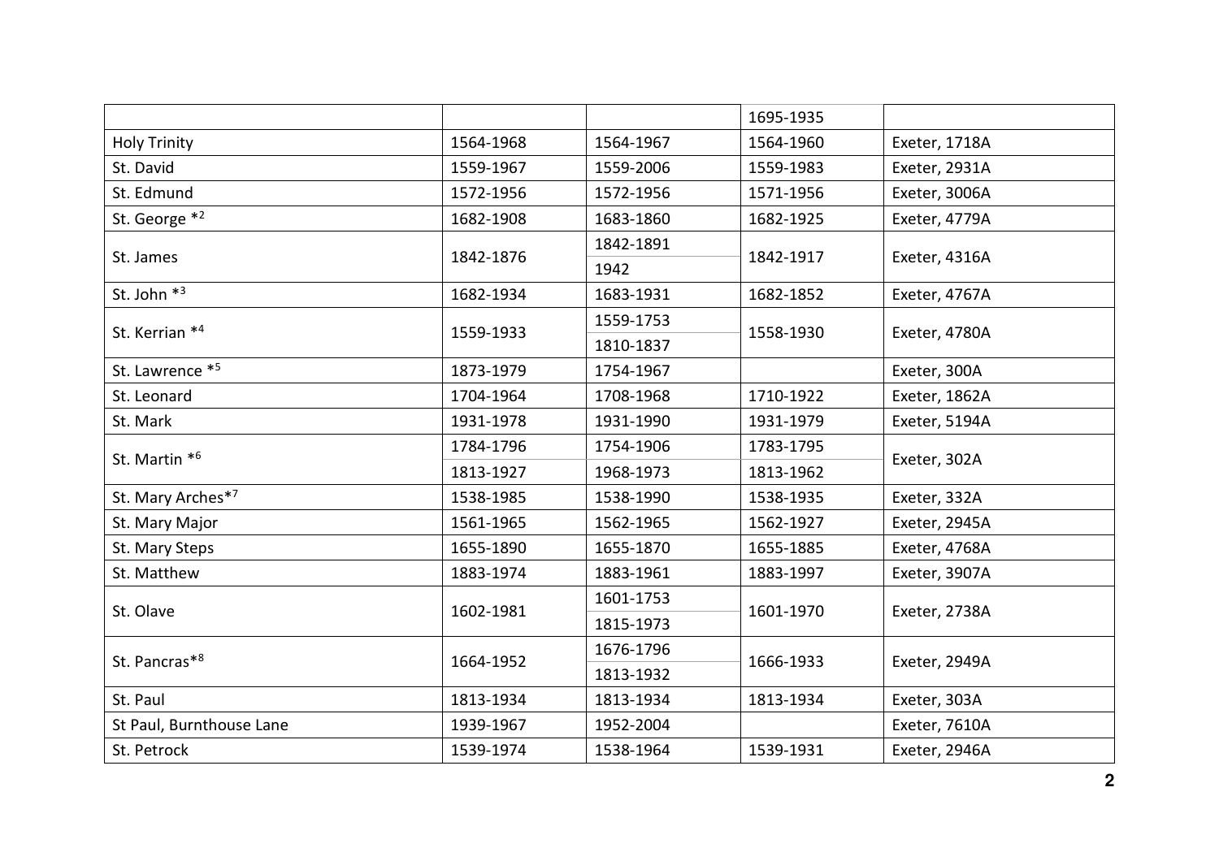| | | | | |
|---|---|---|---|---|
| | | | 1695-1935 | |
| Holy Trinity | 1564-1968 | 1564-1967 | 1564-1960 | Exeter, 1718A |
| St. David | 1559-1967 | 1559-2006 | 1559-1983 | Exeter, 2931A |
| St. Edmund | 1572-1956 | 1572-1956 | 1571-1956 | Exeter, 3006A |
| St. George *[2] | 1682-1908 | 1683-1860 | 1682-1925 | Exeter, 4779A |
| St. James | 1842-1876 | 1842-1891<br>1942 | 1842-1917 | Exeter, 4316A |
| St. John *[3] | 1682-1934 | 1683-1931 | 1682-1852 | Exeter, 4767A |
| St. Kerrian *[4] | 1559-1933 | 1559-1753<br>1810-1837 | 1558-1930 | Exeter, 4780A |
| St. Lawrence *[5] | 1873-1979 | 1754-1967 | | Exeter, 300A |
| St. Leonard | 1704-1964 | 1708-1968 | 1710-1922 | Exeter, 1862A |
| St. Mark | 1931-1978 | 1931-1990 | 1931-1979 | Exeter, 5194A |
| St. Martin *[6] | 1784-1796<br>1813-1927 | 1754-1906<br>1968-1973 | 1783-1795<br>1813-1962 | Exeter, 302A |
| St. Mary Arches*[7] | 1538-1985 | 1538-1990 | 1538-1935 | Exeter, 332A |
| St. Mary Major | 1561-1965 | 1562-1965 | 1562-1927 | Exeter, 2945A |
| St. Mary Steps | 1655-1890 | 1655-1870 | 1655-1885 | Exeter, 4768A |
| St. Matthew | 1883-1974 | 1883-1961 | 1883-1997 | Exeter, 3907A |
| St. Olave | 1602-1981 | 1601-1753<br>1815-1973 | 1601-1970 | Exeter, 2738A |
| St. Pancras*[8] | 1664-1952 | 1676-1796<br>1813-1932 | 1666-1933 | Exeter, 2949A |
| St. Paul | 1813-1934 | 1813-1934 | 1813-1934 | Exeter, 303A |
| St Paul, Burnthouse Lane | 1939-1967 | 1952-2004 | | Exeter, 7610A |
| St. Petrock | 1539-1974 | 1538-1964 | 1539-1931 | Exeter, 2946A |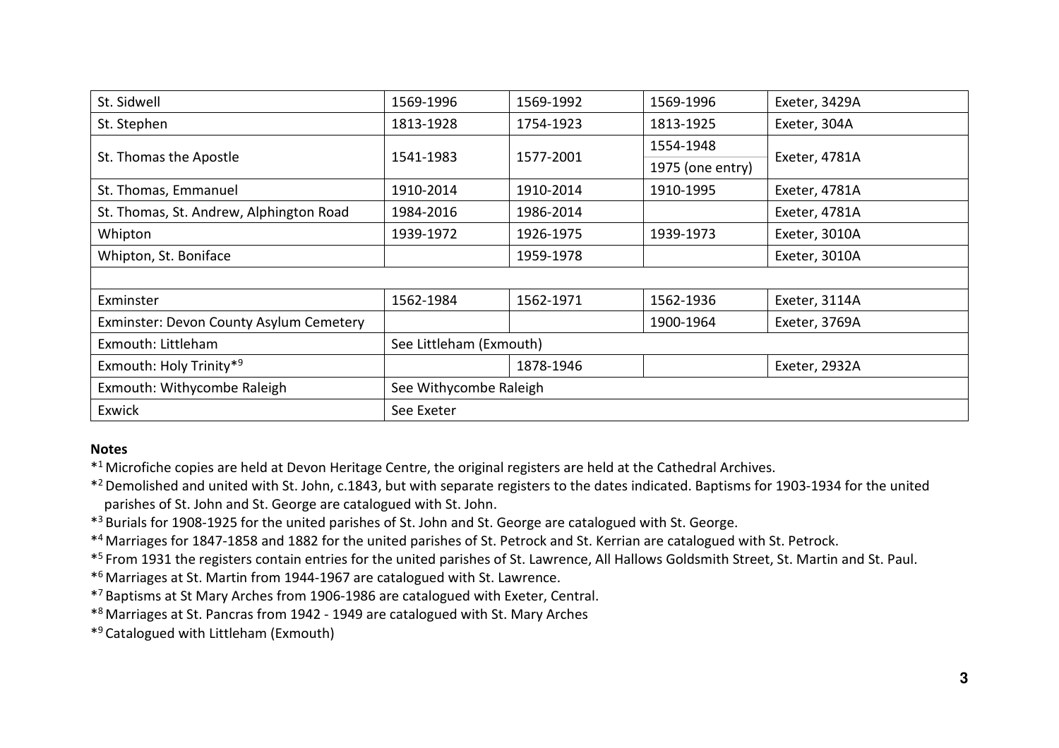| | | | | |
|---|---|---|---|---|
| St. Sidwell | 1569-1996 | 1569-1992 | 1569-1996 | Exeter, 3429A |
| St. Stephen | 1813-1928 | 1754-1923 | 1813-1925 | Exeter, 304A |
| St. Thomas the Apostle | 1541-1983 | 1577-2001 | 1554-1948<br>1975 (one entry) | Exeter, 4781A |
| St. Thomas, Emmanuel | 1910-2014 | 1910-2014 | 1910-1995 | Exeter, 4781A |
| St. Thomas, St. Andrew, Alphington Road | 1984-2016 | 1986-2014 | | Exeter, 4781A |
| Whipton | 1939-1972 | 1926-1975 | 1939-1973 | Exeter, 3010A |
| Whipton, St. Boniface | | 1959-1978 | | Exeter, 3010A |
| | | | | |
| Exminster | 1562-1984 | 1562-1971 | 1562-1936 | Exeter, 3114A |
| Exminster: Devon County Asylum Cemetery | | | 1900-1964 | Exeter, 3769A |
| Exmouth: Littleham | See Littleham (Exmouth) | | | |
| Exmouth: Holy Trinity*[9] | | 1878-1946 | | Exeter, 2932A |
| Exmouth: Withycombe Raleigh | See Withycombe Raleigh | | | |
| Exwick | See Exeter | | | |

**Notes**

*[1] Microfiche copies are held at Devon Heritage Centre, the original registers are held at the Cathedral Archives.

*[2] Demolished and united with St. John, c.1843, but with separate registers to the dates indicated. Baptisms for 1903-1934 for the united parishes of St. John and St. George are catalogued with St. John.

*[3] Burials for 1908-1925 for the united parishes of St. John and St. George are catalogued with St. George.

*[4] Marriages for 1847-1858 and 1882 for the united parishes of St. Petrock and St. Kerrian are catalogued with St. Petrock.

*[5] From 1931 the registers contain entries for the united parishes of St. Lawrence, All Hallows Goldsmith Street, St. Martin and St. Paul.

*[6] Marriages at St. Martin from 1944-1967 are catalogued with St. Lawrence.

*[7] Baptisms at St Mary Arches from 1906-1986 are catalogued with Exeter, Central.

*[8] Marriages at St. Pancras from 1942 - 1949 are catalogued with St. Mary Arches

*[9] Catalogued with Littleham (Exmouth)